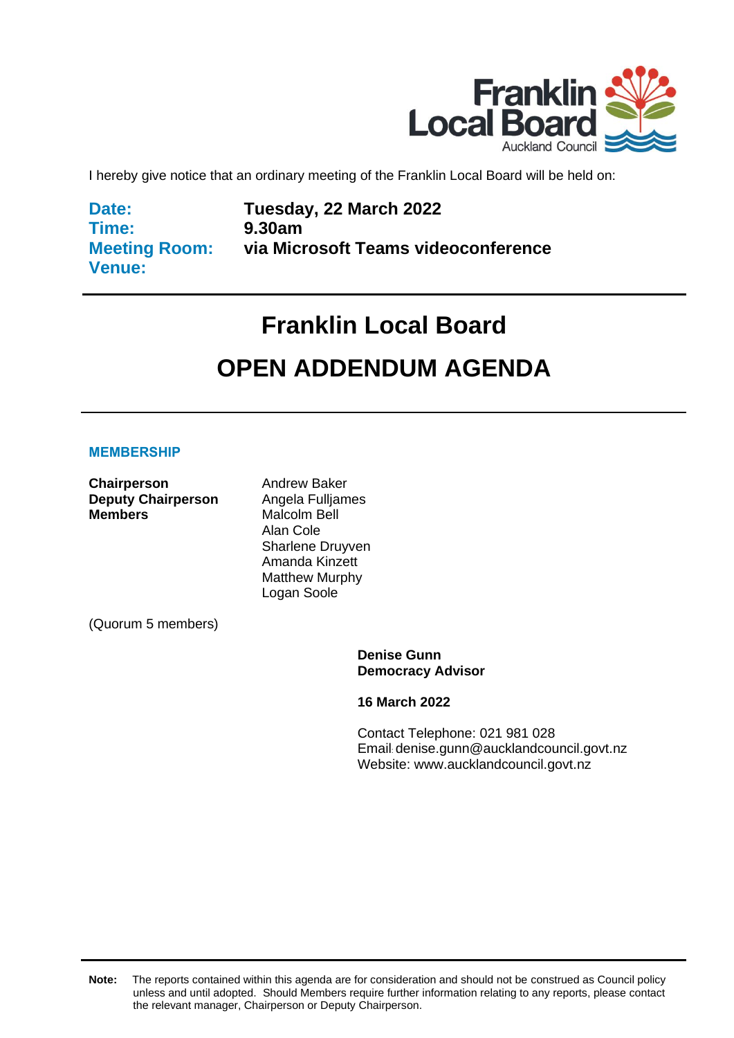Franklin Local Board
Auckland Council

I hereby give notice that an ordinary meeting of the Franklin Local Board will be held on:

| | |
|---|---|
| **Date:** | **Tuesday, 22 March 2022** |
| **Time:** | **9.30am** |
| **Meeting Room:** | **via Microsoft Teams videoconference** |
| **Venue:** | |

# Franklin Local Board

# OPEN ADDENDUM AGENDA

## MEMBERSHIP

| | |
|---|---|
| **Chairperson** | Andrew Baker |
| **Deputy Chairperson** | Angela Fulljames |
| **Members** | Malcolm Bell |
| | Alan Cole |
| | Sharlene Druyven |
| | Amanda Kinzett |
| | Matthew Murphy |
| | Logan Soole |

(Quorum 5 members)

**Denise Gunn**
**Democracy Advisor**

**16 March 2022**

Contact Telephone: 021 981 028
Email: denise.gunn@aucklandcouncil.govt.nz
Website: www.aucklandcouncil.govt.nz

**Note:** The reports contained within this agenda are for consideration and should not be construed as Council policy unless and until adopted. Should Members require further information relating to any reports, please contact the relevant manager, Chairperson or Deputy Chairperson.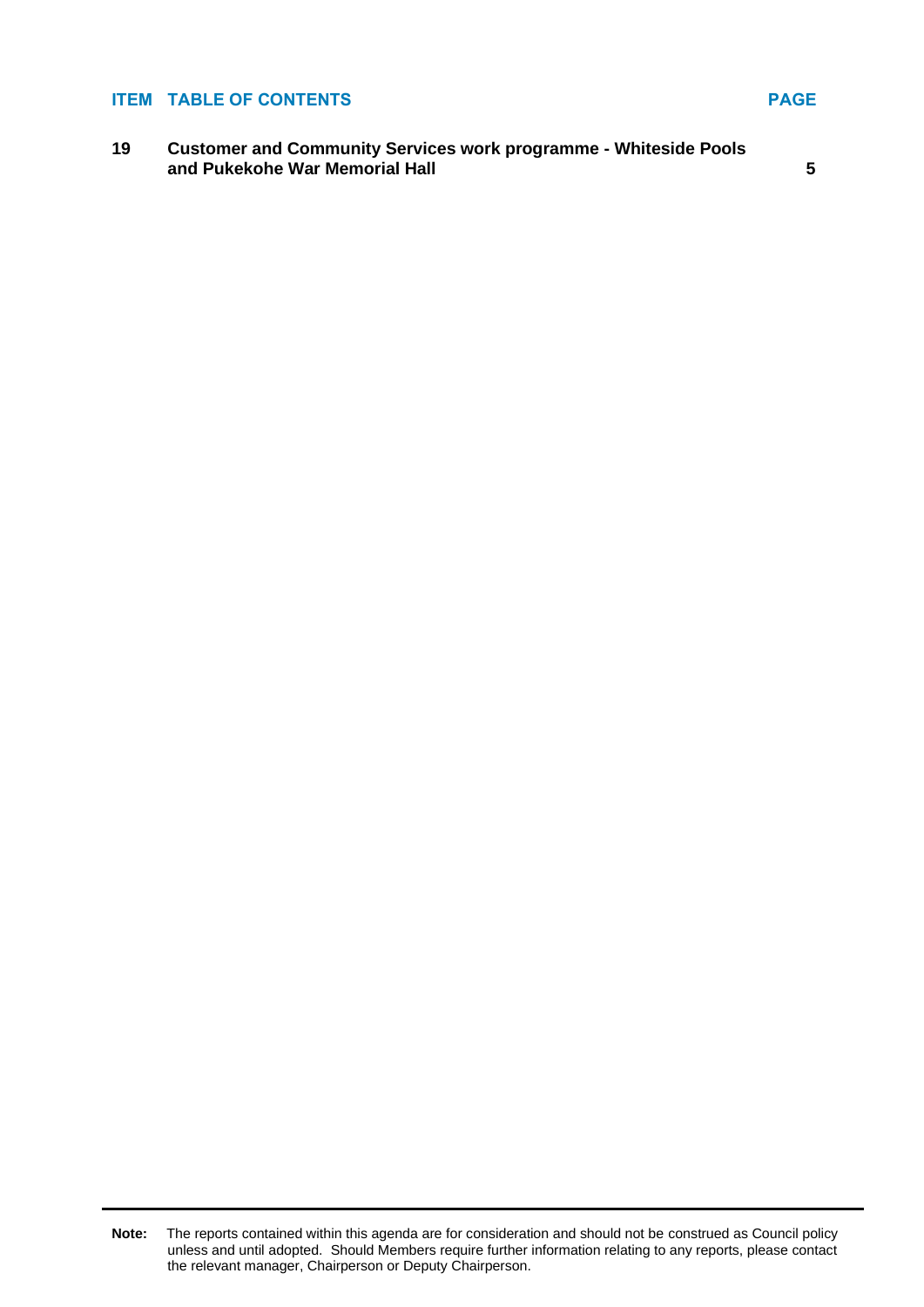| ITEM | TABLE OF CONTENTS | PAGE |
| --- | --- | --- |
| **19** | **Customer and Community Services work programme - Whiteside Pools and Pukekohe War Memorial Hall** | **5** |

**Note:** The reports contained within this agenda are for consideration and should not be construed as Council policy unless and until adopted. Should Members require further information relating to any reports, please contact the relevant manager, Chairperson or Deputy Chairperson.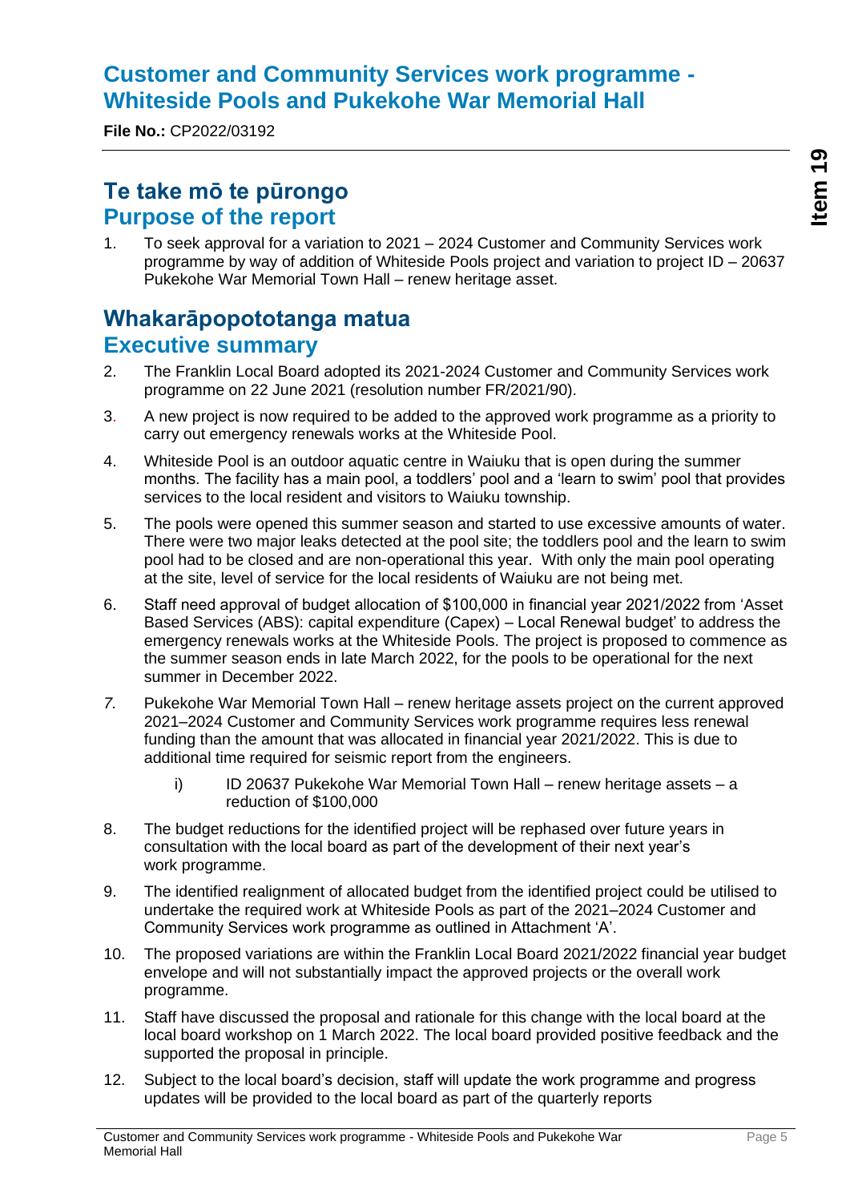# Customer and Community Services work programme - Whiteside Pools and Pukekohe War Memorial Hall

**File No.:** CP2022/03192

## Te take mō te pūrongo
## Purpose of the report

1. To seek approval for a variation to 2021 – 2024 Customer and Community Services work programme by way of addition of Whiteside Pools project and variation to project ID – 20637 Pukekohe War Memorial Town Hall – renew heritage asset.

## Whakarāpopototanga matua
## Executive summary

2. The Franklin Local Board adopted its 2021-2024 Customer and Community Services work programme on 22 June 2021 (resolution number FR/2021/90).

3. A new project is now required to be added to the approved work programme as a priority to carry out emergency renewals works at the Whiteside Pool.

4. Whiteside Pool is an outdoor aquatic centre in Waiuku that is open during the summer months. The facility has a main pool, a toddlers' pool and a 'learn to swim' pool that provides services to the local resident and visitors to Waiuku township.

5. The pools were opened this summer season and started to use excessive amounts of water. There were two major leaks detected at the pool site; the toddlers pool and the learn to swim pool had to be closed and are non-operational this year. With only the main pool operating at the site, level of service for the local residents of Waiuku are not being met.

6. Staff need approval of budget allocation of $100,000 in financial year 2021/2022 from 'Asset Based Services (ABS): capital expenditure (Capex) – Local Renewal budget' to address the emergency renewals works at the Whiteside Pools. The project is proposed to commence as the summer season ends in late March 2022, for the pools to be operational for the next summer in December 2022.

7. Pukekohe War Memorial Town Hall – renew heritage assets project on the current approved 2021–2024 Customer and Community Services work programme requires less renewal funding than the amount that was allocated in financial year 2021/2022. This is due to additional time required for seismic report from the engineers.

    i) ID 20637 Pukekohe War Memorial Town Hall – renew heritage assets – a reduction of $100,000

8. The budget reductions for the identified project will be rephased over future years in consultation with the local board as part of the development of their next year's work programme.

9. The identified realignment of allocated budget from the identified project could be utilised to undertake the required work at Whiteside Pools as part of the 2021–2024 Customer and Community Services work programme as outlined in Attachment 'A'.

10. The proposed variations are within the Franklin Local Board 2021/2022 financial year budget envelope and will not substantially impact the approved projects or the overall work programme.

11. Staff have discussed the proposal and rationale for this change with the local board at the local board workshop on 1 March 2022. The local board provided positive feedback and the supported the proposal in principle.

12. Subject to the local board's decision, staff will update the work programme and progress updates will be provided to the local board as part of the quarterly reports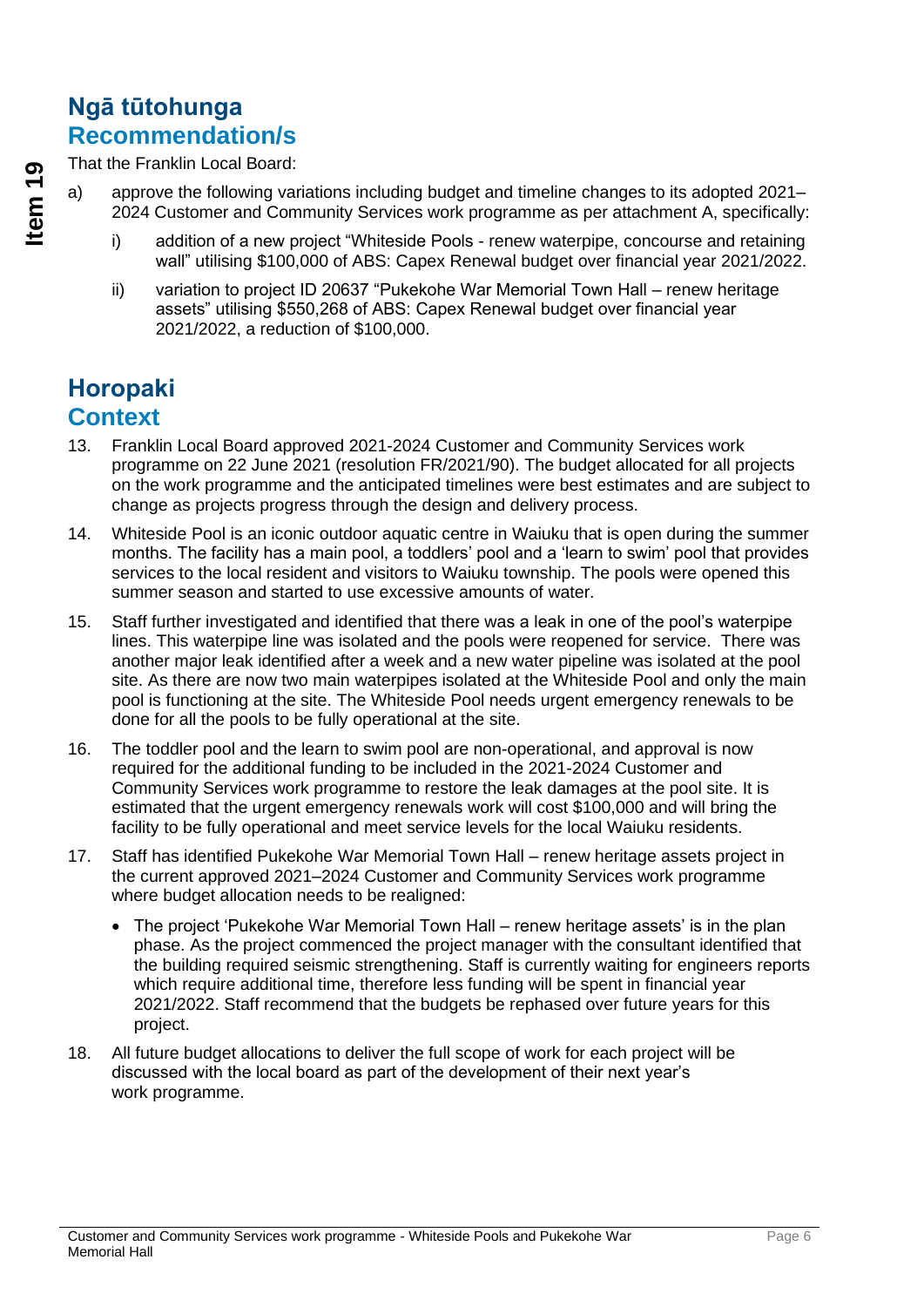## Ngā tūtohunga
## Recommendation/s

That the Franklin Local Board:

a) approve the following variations including budget and timeline changes to its adopted 2021–2024 Customer and Community Services work programme as per attachment A, specifically:

   i) addition of a new project "Whiteside Pools - renew waterpipe, concourse and retaining wall" utilising $100,000 of ABS: Capex Renewal budget over financial year 2021/2022.

   ii) variation to project ID 20637 "Pukekohe War Memorial Town Hall – renew heritage assets" utilising $550,268 of ABS: Capex Renewal budget over financial year 2021/2022, a reduction of $100,000.

## Horopaki
## Context

13. Franklin Local Board approved 2021-2024 Customer and Community Services work programme on 22 June 2021 (resolution FR/2021/90). The budget allocated for all projects on the work programme and the anticipated timelines were best estimates and are subject to change as projects progress through the design and delivery process.

14. Whiteside Pool is an iconic outdoor aquatic centre in Waiuku that is open during the summer months. The facility has a main pool, a toddlers' pool and a 'learn to swim' pool that provides services to the local resident and visitors to Waiuku township. The pools were opened this summer season and started to use excessive amounts of water.

15. Staff further investigated and identified that there was a leak in one of the pool's waterpipe lines. This waterpipe line was isolated and the pools were reopened for service. There was another major leak identified after a week and a new water pipeline was isolated at the pool site. As there are now two main waterpipes isolated at the Whiteside Pool and only the main pool is functioning at the site. The Whiteside Pool needs urgent emergency renewals to be done for all the pools to be fully operational at the site.

16. The toddler pool and the learn to swim pool are non-operational, and approval is now required for the additional funding to be included in the 2021-2024 Customer and Community Services work programme to restore the leak damages at the pool site. It is estimated that the urgent emergency renewals work will cost $100,000 and will bring the facility to be fully operational and meet service levels for the local Waiuku residents.

17. Staff has identified Pukekohe War Memorial Town Hall – renew heritage assets project in the current approved 2021–2024 Customer and Community Services work programme where budget allocation needs to be realigned:

    - The project 'Pukekohe War Memorial Town Hall – renew heritage assets' is in the plan phase. As the project commenced the project manager with the consultant identified that the building required seismic strengthening. Staff is currently waiting for engineers reports which require additional time, therefore less funding will be spent in financial year 2021/2022. Staff recommend that the budgets be rephased over future years for this project.

18. All future budget allocations to deliver the full scope of work for each project will be discussed with the local board as part of the development of their next year's work programme.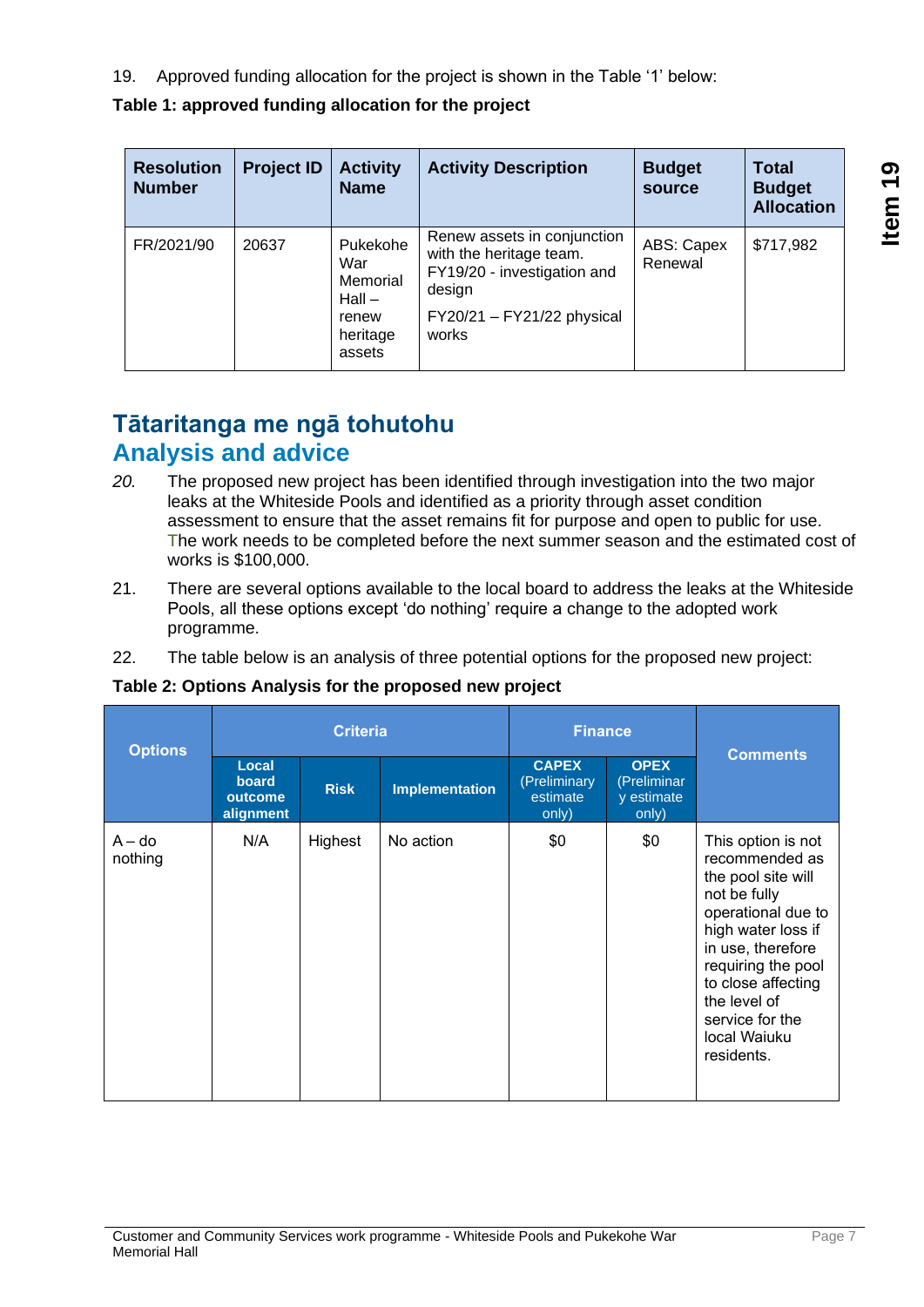19. Approved funding allocation for the project is shown in the Table '1' below:

**Table 1: approved funding allocation for the project**

| Resolution Number | Project ID | Activity Name | Activity Description | Budget source | Total Budget Allocation |
|---|---|---|---|---|---|
| FR/2021/90 | 20637 | Pukekohe War Memorial Hall – renew heritage assets | Renew assets in conjunction with the heritage team. FY19/20 - investigation and design<br>FY20/21 – FY21/22 physical works | ABS: Capex Renewal | $717,982 |

## Tātaritanga me ngā tohutohu
## Analysis and advice

*20.* The proposed new project has been identified through investigation into the two major leaks at the Whiteside Pools and identified as a priority through asset condition assessment to ensure that the asset remains fit for purpose and open to public for use. The work needs to be completed before the next summer season and the estimated cost of works is $100,000.

21. There are several options available to the local board to address the leaks at the Whiteside Pools, all these options except 'do nothing' require a change to the adopted work programme.

22. The table below is an analysis of three potential options for the proposed new project:

**Table 2: Options Analysis for the proposed new project**

| Options | Criteria | | | Finance | | Comments |
|---|---|---|---|---|---|---|
| | Local board outcome alignment | Risk | Implementation | CAPEX (Preliminary estimate only) | OPEX (Preliminary estimate only) | |
| A – do nothing | N/A | Highest | No action | $0 | $0 | This option is not recommended as the pool site will not be fully operational due to high water loss if in use, therefore requiring the pool to close affecting the level of service for the local Waiuku residents. |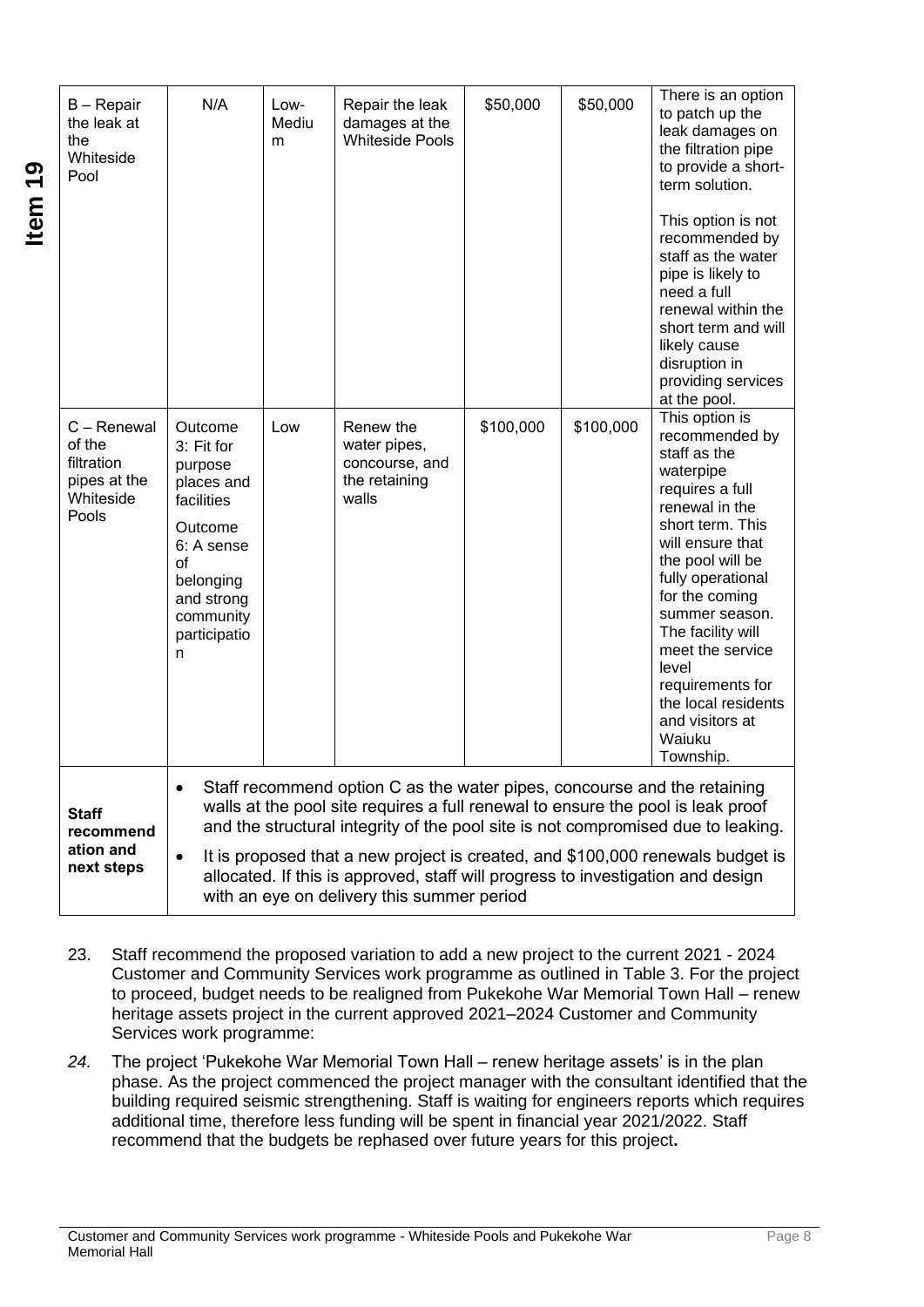| | | | | | | |
|---|---|---|---|---|---|---|
| B – Repair the leak at the Whiteside Pool | N/A | Low-Medium | Repair the leak damages at the Whiteside Pools | $50,000 | $50,000 | There is an option to patch up the leak damages on the filtration pipe to provide a short-term solution.<br><br>This option is not recommended by staff as the water pipe is likely to need a full renewal within the short term and will likely cause disruption in providing services at the pool. |
| C – Renewal of the filtration pipes at the Whiteside Pools | Outcome 3: Fit for purpose places and facilities<br><br>Outcome 6: A sense of belonging and strong community participation | Low | Renew the water pipes, concourse, and the retaining walls | $100,000 | $100,000 | This option is recommended by staff as the waterpipe requires a full renewal in the short term. This will ensure that the pool will be fully operational for the coming summer season. The facility will meet the service level requirements for the local residents and visitors at Waiuku Township. |
| **Staff recommendation and next steps** | • Staff recommend option C as the water pipes, concourse and the retaining walls at the pool site requires a full renewal to ensure the pool is leak proof and the structural integrity of the pool site is not compromised due to leaking.<br>• It is proposed that a new project is created, and $100,000 renewals budget is allocated. If this is approved, staff will progress to investigation and design with an eye on delivery this summer period | | | | | |

23. Staff recommend the proposed variation to add a new project to the current 2021 - 2024 Customer and Community Services work programme as outlined in Table 3. For the project to proceed, budget needs to be realigned from Pukekohe War Memorial Town Hall – renew heritage assets project in the current approved 2021–2024 Customer and Community Services work programme:

*24.* The project 'Pukekohe War Memorial Town Hall – renew heritage assets' is in the plan phase. As the project commenced the project manager with the consultant identified that the building required seismic strengthening. Staff is waiting for engineers reports which requires additional time, therefore less funding will be spent in financial year 2021/2022. Staff recommend that the budgets be rephased over future years for this project**.**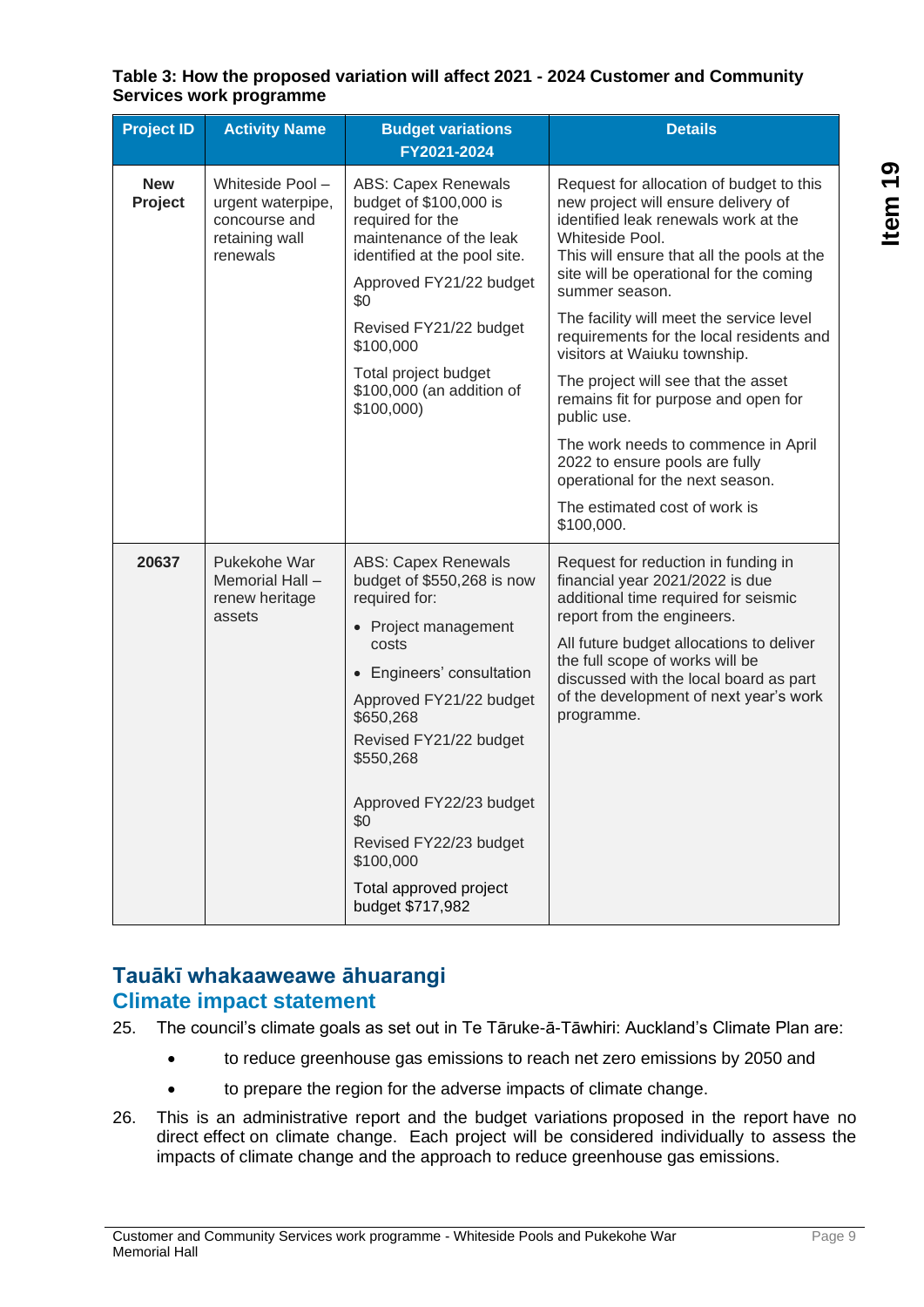**Table 3: How the proposed variation will affect 2021 - 2024 Customer and Community Services work programme**

| Project ID | Activity Name | Budget variations FY2021-2024 | Details |
|---|---|---|---|
| **New Project** | Whiteside Pool – urgent waterpipe, concourse and retaining wall renewals | ABS: Capex Renewals budget of $100,000 is required for the maintenance of the leak identified at the pool site.<br><br>Approved FY21/22 budget $0<br><br>Revised FY21/22 budget $100,000<br><br>Total project budget $100,000 (an addition of $100,000) | Request for allocation of budget to this new project will ensure delivery of identified leak renewals work at the Whiteside Pool.<br>This will ensure that all the pools at the site will be operational for the coming summer season.<br><br>The facility will meet the service level requirements for the local residents and visitors at Waiuku township.<br><br>The project will see that the asset remains fit for purpose and open for public use.<br><br>The work needs to commence in April 2022 to ensure pools are fully operational for the next season.<br><br>The estimated cost of work is $100,000. |
| **20637** | Pukekohe War Memorial Hall – renew heritage assets | ABS: Capex Renewals budget of $550,268 is now required for:<br>• Project management costs<br>• Engineers' consultation<br><br>Approved FY21/22 budget $650,268<br>Revised FY21/22 budget $550,268<br><br>Approved FY22/23 budget $0<br>Revised FY22/23 budget $100,000<br><br>Total approved project budget $717,982 | Request for reduction in funding in financial year 2021/2022 is due additional time required for seismic report from the engineers.<br><br>All future budget allocations to deliver the full scope of works will be discussed with the local board as part of the development of next year's work programme. |

## Tauākī whakaaweawe āhuarangi
## Climate impact statement

25. The council's climate goals as set out in Te Tāruke-ā-Tāwhiri: Auckland's Climate Plan are:
    - to reduce greenhouse gas emissions to reach net zero emissions by 2050 and
    - to prepare the region for the adverse impacts of climate change.

26. This is an administrative report and the budget variations proposed in the report have no direct effect on climate change. Each project will be considered individually to assess the impacts of climate change and the approach to reduce greenhouse gas emissions.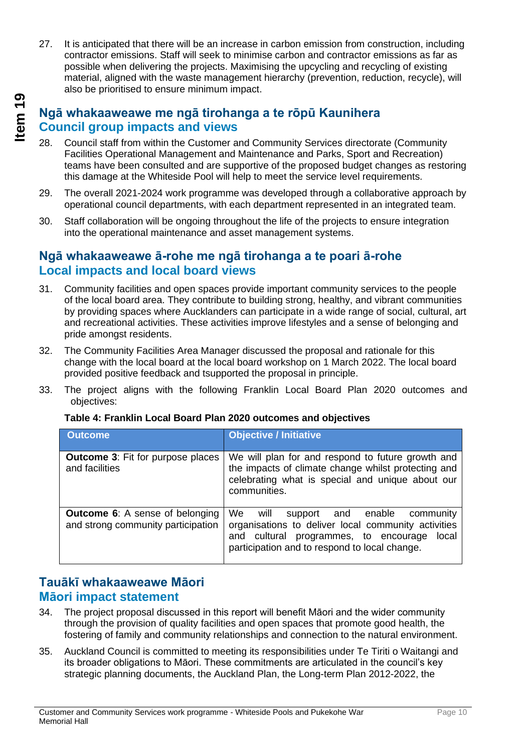27. It is anticipated that there will be an increase in carbon emission from construction, including contractor emissions. Staff will seek to minimise carbon and contractor emissions as far as possible when delivering the projects. Maximising the upcycling and recycling of existing material, aligned with the waste management hierarchy (prevention, reduction, recycle), will also be prioritised to ensure minimum impact.

## Ngā whakaaweawe me ngā tirohanga a te rōpū Kaunihera
## Council group impacts and views

28. Council staff from within the Customer and Community Services directorate (Community Facilities Operational Management and Maintenance and Parks, Sport and Recreation) teams have been consulted and are supportive of the proposed budget changes as restoring this damage at the Whiteside Pool will help to meet the service level requirements.

29. The overall 2021-2024 work programme was developed through a collaborative approach by operational council departments, with each department represented in an integrated team.

30. Staff collaboration will be ongoing throughout the life of the projects to ensure integration into the operational maintenance and asset management systems.

## Ngā whakaaweawe ā-rohe me ngā tirohanga a te poari ā-rohe
## Local impacts and local board views

31. Community facilities and open spaces provide important community services to the people of the local board area. They contribute to building strong, healthy, and vibrant communities by providing spaces where Aucklanders can participate in a wide range of social, cultural, art and recreational activities. These activities improve lifestyles and a sense of belonging and pride amongst residents.

32. The Community Facilities Area Manager discussed the proposal and rationale for this change with the local board at the local board workshop on 1 March 2022. The local board provided positive feedback and tsupported the proposal in principle.

33. The project aligns with the following Franklin Local Board Plan 2020 outcomes and objectives:

**Table 4: Franklin Local Board Plan 2020 outcomes and objectives**

| Outcome | Objective / Initiative |
|---|---|
| **Outcome 3**: Fit for purpose places and facilities | We will plan for and respond to future growth and the impacts of climate change whilst protecting and celebrating what is special and unique about our communities. |
| **Outcome 6**: A sense of belonging and strong community participation | We will support and enable community organisations to deliver local community activities and cultural programmes, to encourage local participation and to respond to local change. |

## Tauākī whakaaweawe Māori
## Māori impact statement

34. The project proposal discussed in this report will benefit Māori and the wider community through the provision of quality facilities and open spaces that promote good health, the fostering of family and community relationships and connection to the natural environment.

35. Auckland Council is committed to meeting its responsibilities under Te Tiriti o Waitangi and its broader obligations to Māori. These commitments are articulated in the council's key strategic planning documents, the Auckland Plan, the Long-term Plan 2012-2022, the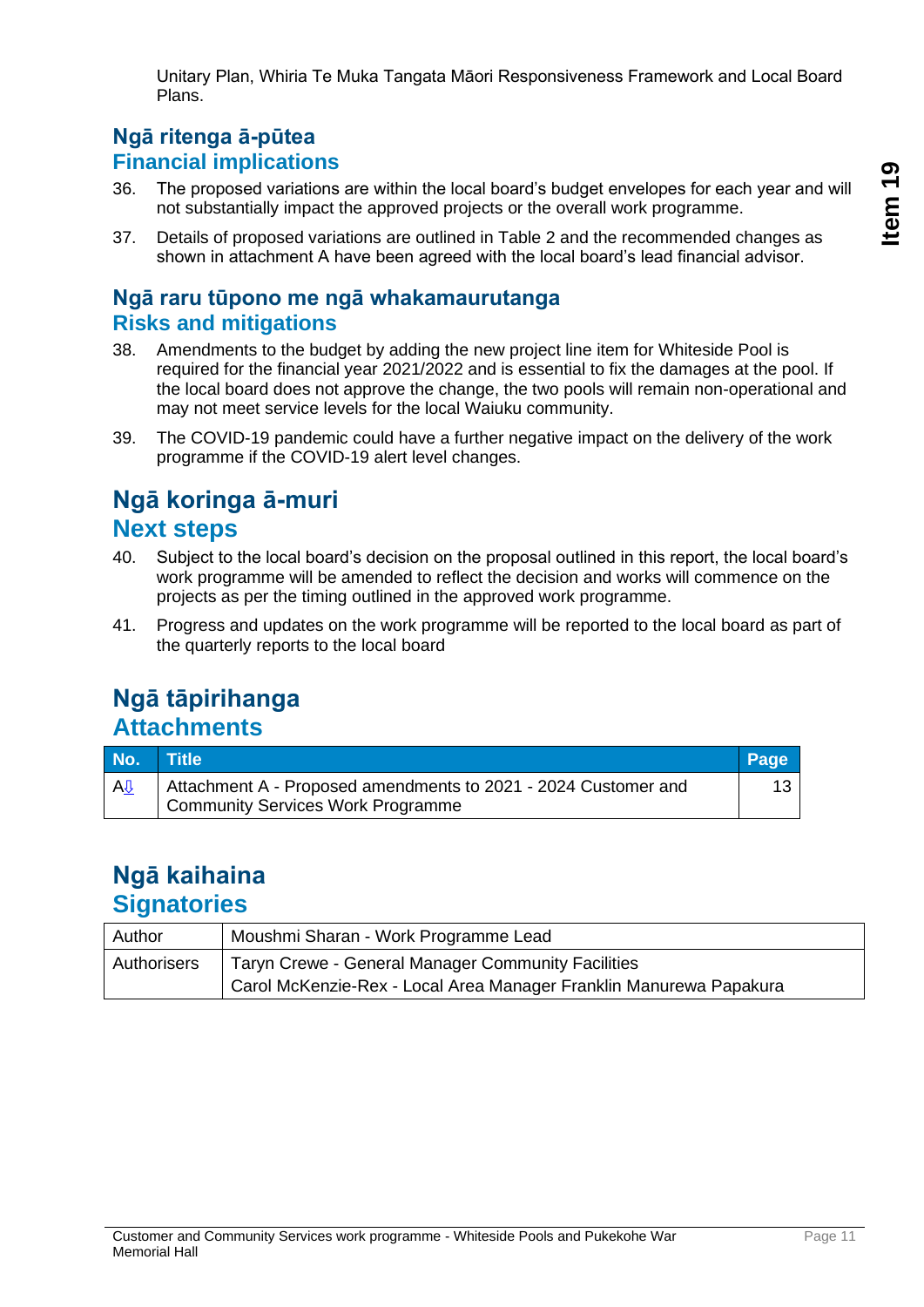Unitary Plan, Whiria Te Muka Tangata Māori Responsiveness Framework and Local Board Plans.

## Ngā ritenga ā-pūtea
## Financial implications

36. The proposed variations are within the local board's budget envelopes for each year and will not substantially impact the approved projects or the overall work programme.

37. Details of proposed variations are outlined in Table 2 and the recommended changes as shown in attachment A have been agreed with the local board's lead financial advisor.

## Ngā raru tūpono me ngā whakamaurutanga
## Risks and mitigations

38. Amendments to the budget by adding the new project line item for Whiteside Pool is required for the financial year 2021/2022 and is essential to fix the damages at the pool. If the local board does not approve the change, the two pools will remain non-operational and may not meet service levels for the local Waiuku community.

39. The COVID-19 pandemic could have a further negative impact on the delivery of the work programme if the COVID-19 alert level changes.

# Ngā koringa ā-muri
# Next steps

40. Subject to the local board's decision on the proposal outlined in this report, the local board's work programme will be amended to reflect the decision and works will commence on the projects as per the timing outlined in the approved work programme.

41. Progress and updates on the work programme will be reported to the local board as part of the quarterly reports to the local board

# Ngā tāpirihanga
# Attachments

| No. | Title | Page |
| --- | --- | --- |
| A⇩ | Attachment A - Proposed amendments to 2021 - 2024 Customer and Community Services Work Programme | 13 |

# Ngā kaihaina
# Signatories

| | |
| --- | --- |
| Author | Moushmi Sharan - Work Programme Lead |
| Authorisers | Taryn Crewe - General Manager Community Facilities<br>Carol McKenzie-Rex - Local Area Manager Franklin Manurewa Papakura |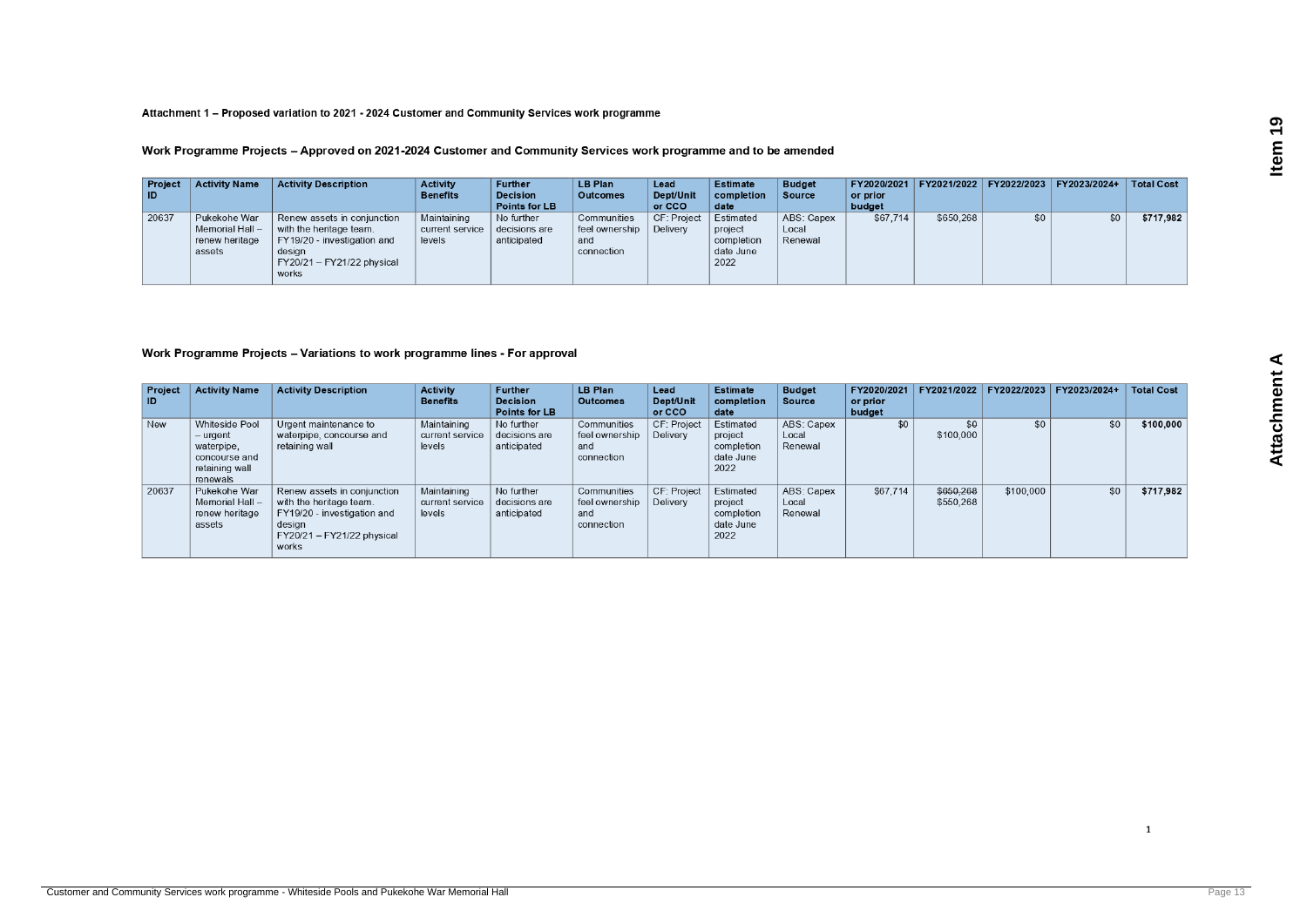Attachment 1 – Proposed variation to 2021 - 2024 Customer and Community Services work programme

## Work Programme Projects – Approved on 2021-2024 Customer and Community Services work programme and to be amended

| Project ID | Activity Name | Activity Description | Activity Benefits | Further Decision Points for LB | LB Plan Outcomes | Lead Dept/Unit or CCO | Estimate completion date | Budget Source | FY2020/2021 or prior budget | FY2021/2022 | FY2022/2023 | FY2023/2024+ | Total Cost |
|---|---|---|---|---|---|---|---|---|---|---|---|---|---|
| 20637 | Pukekohe War Memorial Hall – renew heritage assets | Renew assets in conjunction with the heritage team. FY19/20 - investigation and design FY20/21 – FY21/22 physical works | Maintaining current service levels | No further decisions are anticipated | Communities feel ownership and connection | CF: Project Delivery | Estimated project completion date June 2022 | ABS: Capex Local Renewal | $67,714 | $650,268 | $0 | $0 | **$717,982** |

## Work Programme Projects – Variations to work programme lines - For approval

| Project ID | Activity Name | Activity Description | Activity Benefits | Further Decision Points for LB | LB Plan Outcomes | Lead Dept/Unit or CCO | Estimate completion date | Budget Source | FY2020/2021 or prior budget | FY2021/2022 | FY2022/2023 | FY2023/2024+ | Total Cost |
|---|---|---|---|---|---|---|---|---|---|---|---|---|---|
| New | Whiteside Pool – urgent waterpipe, concourse and retaining wall renewals | Urgent maintenance to waterpipe, concourse and retaining wall | Maintaining current service levels | No further decisions are anticipated | Communities feel ownership and connection | CF: Project Delivery | Estimated project completion date June 2022 | ABS: Capex Local Renewal | $0 | ~~$0~~ $100,000 | $0 | $0 | **$100,000** |
| 20637 | Pukekohe War Memorial Hall – renew heritage assets | Renew assets in conjunction with the heritage team. FY19/20 - investigation and design FY20/21 – FY21/22 physical works | Maintaining current service levels | No further decisions are anticipated | Communities feel ownership and connection | CF: Project Delivery | Estimated project completion date June 2022 | ABS: Capex Local Renewal | $67,714 | ~~$650,268~~ $550,268 | $100,000 | $0 | **$717,982** |